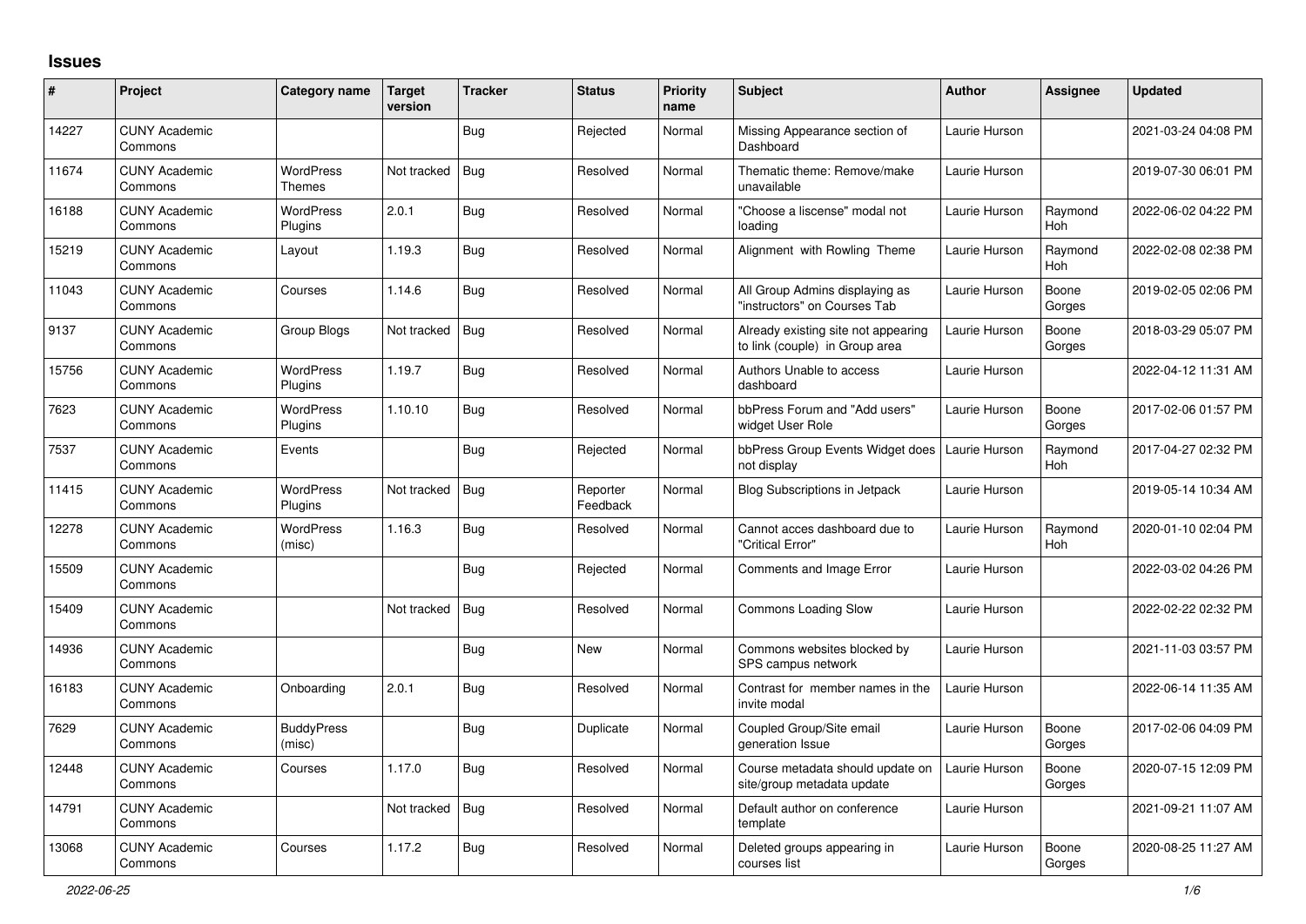## Issues

| # | Project | Category name | Target version | Tracker | Status | Priority name | Subject | Author | Assignee | Updated |
|---|---|---|---|---|---|---|---|---|---|---|
| 14227 | CUNY Academic Commons | | | Bug | Rejected | Normal | Missing Appearance section of Dashboard | Laurie Hurson | | 2021-03-24 04:08 PM |
| 11674 | CUNY Academic Commons | WordPress Themes | Not tracked | Bug | Resolved | Normal | Thematic theme: Remove/make unavailable | Laurie Hurson | | 2019-07-30 06:01 PM |
| 16188 | CUNY Academic Commons | WordPress Plugins | 2.0.1 | Bug | Resolved | Normal | "Choose a liscense" modal not loading | Laurie Hurson | Raymond Hoh | 2022-06-02 04:22 PM |
| 15219 | CUNY Academic Commons | Layout | 1.19.3 | Bug | Resolved | Normal | Alignment with Rowling Theme | Laurie Hurson | Raymond Hoh | 2022-02-08 02:38 PM |
| 11043 | CUNY Academic Commons | Courses | 1.14.6 | Bug | Resolved | Normal | All Group Admins displaying as "instructors" on Courses Tab | Laurie Hurson | Boone Gorges | 2019-02-05 02:06 PM |
| 9137 | CUNY Academic Commons | Group Blogs | Not tracked | Bug | Resolved | Normal | Already existing site not appearing to link (couple) in Group area | Laurie Hurson | Boone Gorges | 2018-03-29 05:07 PM |
| 15756 | CUNY Academic Commons | WordPress Plugins | 1.19.7 | Bug | Resolved | Normal | Authors Unable to access dashboard | Laurie Hurson | | 2022-04-12 11:31 AM |
| 7623 | CUNY Academic Commons | WordPress Plugins | 1.10.10 | Bug | Resolved | Normal | bbPress Forum and "Add users" widget User Role | Laurie Hurson | Boone Gorges | 2017-02-06 01:57 PM |
| 7537 | CUNY Academic Commons | Events | | Bug | Rejected | Normal | bbPress Group Events Widget does not display | Laurie Hurson | Raymond Hoh | 2017-04-27 02:32 PM |
| 11415 | CUNY Academic Commons | WordPress Plugins | Not tracked | Bug | Reporter Feedback | Normal | Blog Subscriptions in Jetpack | Laurie Hurson | | 2019-05-14 10:34 AM |
| 12278 | CUNY Academic Commons | WordPress (misc) | 1.16.3 | Bug | Resolved | Normal | Cannot acces dashboard due to "Critical Error" | Laurie Hurson | Raymond Hoh | 2020-01-10 02:04 PM |
| 15509 | CUNY Academic Commons | | | Bug | Rejected | Normal | Comments and Image Error | Laurie Hurson | | 2022-03-02 04:26 PM |
| 15409 | CUNY Academic Commons | | Not tracked | Bug | Resolved | Normal | Commons Loading Slow | Laurie Hurson | | 2022-02-22 02:32 PM |
| 14936 | CUNY Academic Commons | | | Bug | New | Normal | Commons websites blocked by SPS campus network | Laurie Hurson | | 2021-11-03 03:57 PM |
| 16183 | CUNY Academic Commons | Onboarding | 2.0.1 | Bug | Resolved | Normal | Contrast for member names in the invite modal | Laurie Hurson | | 2022-06-14 11:35 AM |
| 7629 | CUNY Academic Commons | BuddyPress (misc) | | Bug | Duplicate | Normal | Coupled Group/Site email generation Issue | Laurie Hurson | Boone Gorges | 2017-02-06 04:09 PM |
| 12448 | CUNY Academic Commons | Courses | 1.17.0 | Bug | Resolved | Normal | Course metadata should update on site/group metadata update | Laurie Hurson | Boone Gorges | 2020-07-15 12:09 PM |
| 14791 | CUNY Academic Commons | | Not tracked | Bug | Resolved | Normal | Default author on conference template | Laurie Hurson | | 2021-09-21 11:07 AM |
| 13068 | CUNY Academic Commons | Courses | 1.17.2 | Bug | Resolved | Normal | Deleted groups appearing in courses list | Laurie Hurson | Boone Gorges | 2020-08-25 11:27 AM |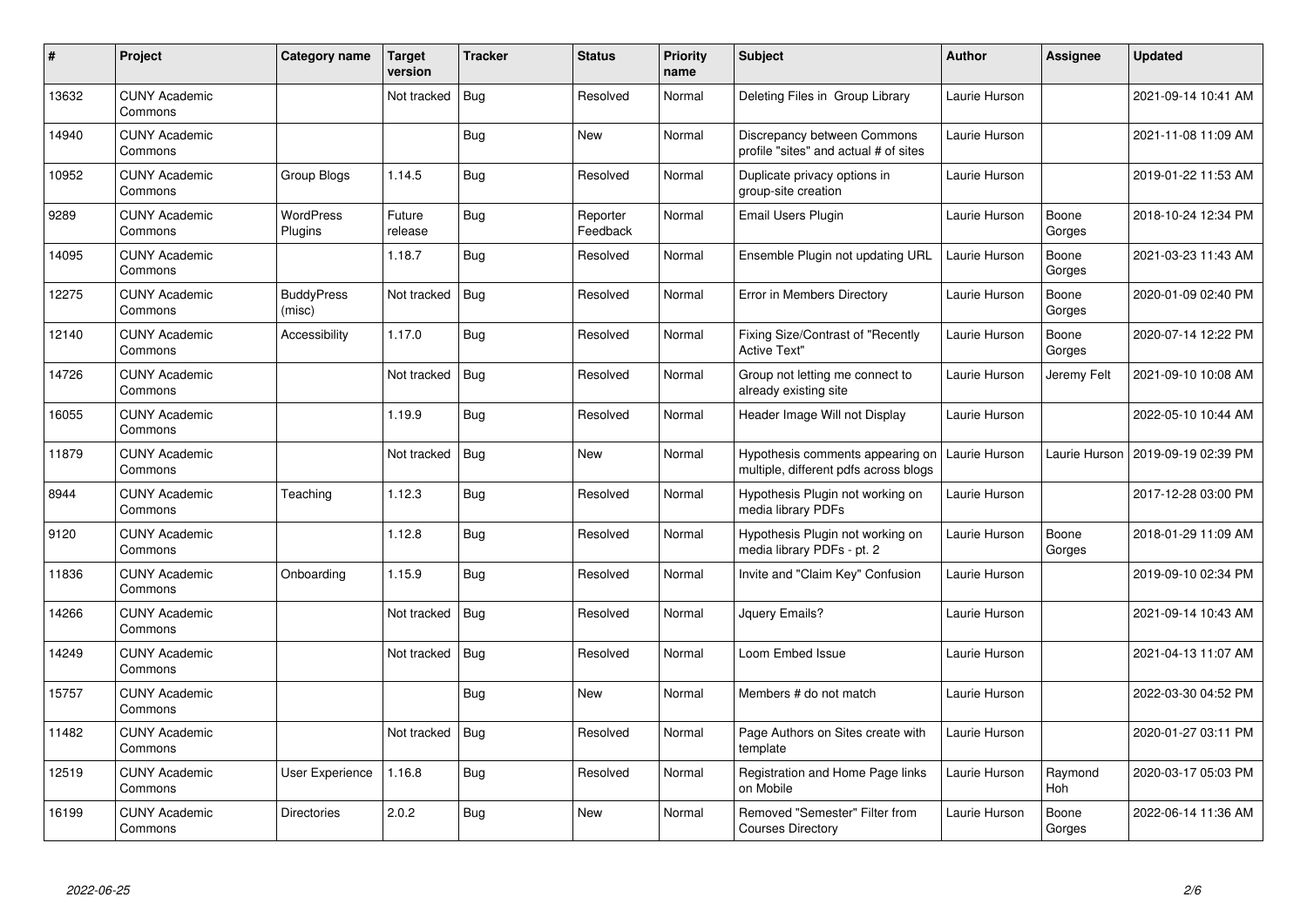| # | Project | Category name | Target version | Tracker | Status | Priority name | Subject | Author | Assignee | Updated |
|---|---|---|---|---|---|---|---|---|---|---|
| 13632 | CUNY Academic Commons | | Not tracked | Bug | Resolved | Normal | Deleting Files in Group Library | Laurie Hurson | | 2021-09-14 10:41 AM |
| 14940 | CUNY Academic Commons | | | Bug | New | Normal | Discrepancy between Commons profile "sites" and actual # of sites | Laurie Hurson | | 2021-11-08 11:09 AM |
| 10952 | CUNY Academic Commons | Group Blogs | 1.14.5 | Bug | Resolved | Normal | Duplicate privacy options in group-site creation | Laurie Hurson | | 2019-01-22 11:53 AM |
| 9289 | CUNY Academic Commons | WordPress Plugins | Future release | Bug | Reporter Feedback | Normal | Email Users Plugin | Laurie Hurson | Boone Gorges | 2018-10-24 12:34 PM |
| 14095 | CUNY Academic Commons | | 1.18.7 | Bug | Resolved | Normal | Ensemble Plugin not updating URL | Laurie Hurson | Boone Gorges | 2021-03-23 11:43 AM |
| 12275 | CUNY Academic Commons | BuddyPress (misc) | Not tracked | Bug | Resolved | Normal | Error in Members Directory | Laurie Hurson | Boone Gorges | 2020-01-09 02:40 PM |
| 12140 | CUNY Academic Commons | Accessibility | 1.17.0 | Bug | Resolved | Normal | Fixing Size/Contrast of "Recently Active Text" | Laurie Hurson | Boone Gorges | 2020-07-14 12:22 PM |
| 14726 | CUNY Academic Commons | | Not tracked | Bug | Resolved | Normal | Group not letting me connect to already existing site | Laurie Hurson | Jeremy Felt | 2021-09-10 10:08 AM |
| 16055 | CUNY Academic Commons | | 1.19.9 | Bug | Resolved | Normal | Header Image Will not Display | Laurie Hurson | | 2022-05-10 10:44 AM |
| 11879 | CUNY Academic Commons | | Not tracked | Bug | New | Normal | Hypothesis comments appearing on multiple, different pdfs across blogs | Laurie Hurson | Laurie Hurson | 2019-09-19 02:39 PM |
| 8944 | CUNY Academic Commons | Teaching | 1.12.3 | Bug | Resolved | Normal | Hypothesis Plugin not working on media library PDFs | Laurie Hurson | | 2017-12-28 03:00 PM |
| 9120 | CUNY Academic Commons | | 1.12.8 | Bug | Resolved | Normal | Hypothesis Plugin not working on media library PDFs - pt. 2 | Laurie Hurson | Boone Gorges | 2018-01-29 11:09 AM |
| 11836 | CUNY Academic Commons | Onboarding | 1.15.9 | Bug | Resolved | Normal | Invite and "Claim Key" Confusion | Laurie Hurson | | 2019-09-10 02:34 PM |
| 14266 | CUNY Academic Commons | | Not tracked | Bug | Resolved | Normal | Jquery Emails? | Laurie Hurson | | 2021-09-14 10:43 AM |
| 14249 | CUNY Academic Commons | | Not tracked | Bug | Resolved | Normal | Loom Embed Issue | Laurie Hurson | | 2021-04-13 11:07 AM |
| 15757 | CUNY Academic Commons | | | Bug | New | Normal | Members # do not match | Laurie Hurson | | 2022-03-30 04:52 PM |
| 11482 | CUNY Academic Commons | | Not tracked | Bug | Resolved | Normal | Page Authors on Sites create with template | Laurie Hurson | | 2020-01-27 03:11 PM |
| 12519 | CUNY Academic Commons | User Experience | 1.16.8 | Bug | Resolved | Normal | Registration and Home Page links on Mobile | Laurie Hurson | Raymond Hoh | 2020-03-17 05:03 PM |
| 16199 | CUNY Academic Commons | Directories | 2.0.2 | Bug | New | Normal | Removed "Semester" Filter from Courses Directory | Laurie Hurson | Boone Gorges | 2022-06-14 11:36 AM |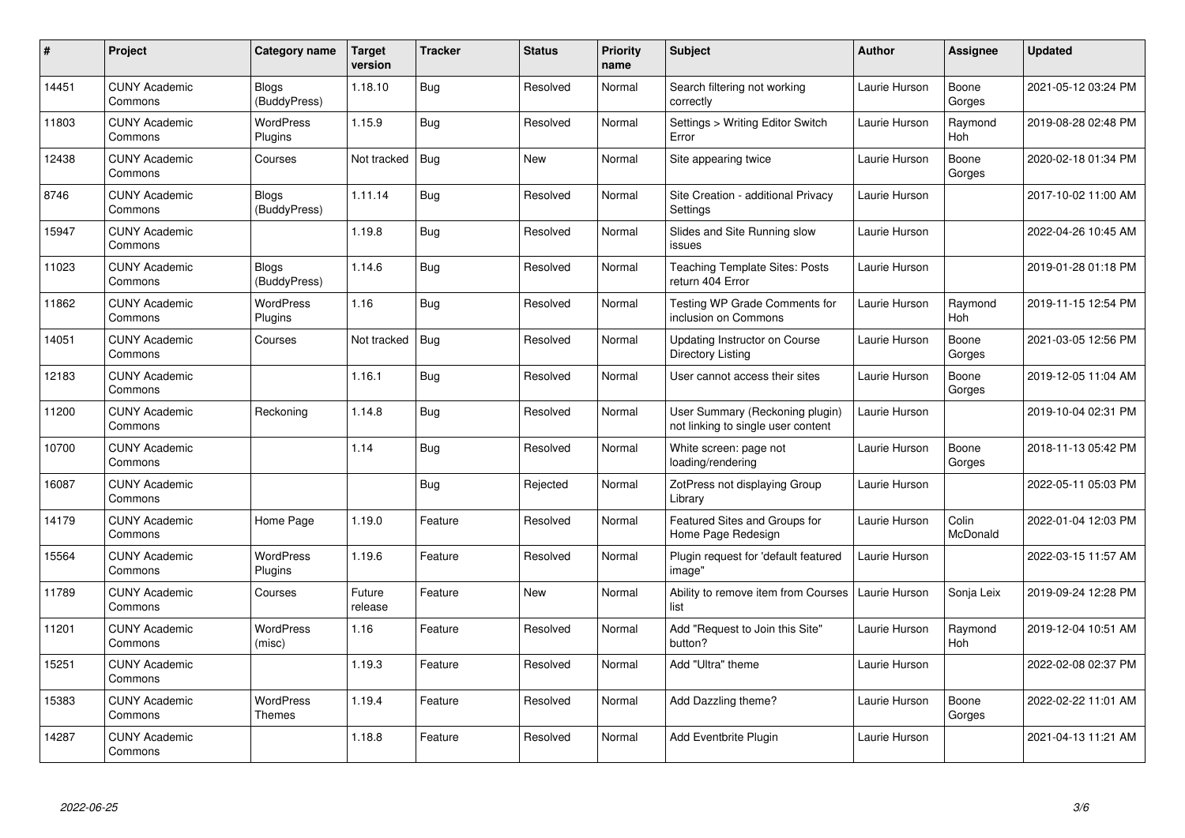| # | Project | Category name | Target version | Tracker | Status | Priority name | Subject | Author | Assignee | Updated |
|---|---|---|---|---|---|---|---|---|---|---|
| 14451 | CUNY Academic Commons | Blogs (BuddyPress) | 1.18.10 | Bug | Resolved | Normal | Search filtering not working correctly | Laurie Hurson | Boone Gorges | 2021-05-12 03:24 PM |
| 11803 | CUNY Academic Commons | WordPress Plugins | 1.15.9 | Bug | Resolved | Normal | Settings > Writing Editor Switch Error | Laurie Hurson | Raymond Hoh | 2019-08-28 02:48 PM |
| 12438 | CUNY Academic Commons | Courses | Not tracked | Bug | New | Normal | Site appearing twice | Laurie Hurson | Boone Gorges | 2020-02-18 01:34 PM |
| 8746 | CUNY Academic Commons | Blogs (BuddyPress) | 1.11.14 | Bug | Resolved | Normal | Site Creation - additional Privacy Settings | Laurie Hurson | | 2017-10-02 11:00 AM |
| 15947 | CUNY Academic Commons | | 1.19.8 | Bug | Resolved | Normal | Slides and Site Running slow issues | Laurie Hurson | | 2022-04-26 10:45 AM |
| 11023 | CUNY Academic Commons | Blogs (BuddyPress) | 1.14.6 | Bug | Resolved | Normal | Teaching Template Sites: Posts return 404 Error | Laurie Hurson | | 2019-01-28 01:18 PM |
| 11862 | CUNY Academic Commons | WordPress Plugins | 1.16 | Bug | Resolved | Normal | Testing WP Grade Comments for inclusion on Commons | Laurie Hurson | Raymond Hoh | 2019-11-15 12:54 PM |
| 14051 | CUNY Academic Commons | Courses | Not tracked | Bug | Resolved | Normal | Updating Instructor on Course Directory Listing | Laurie Hurson | Boone Gorges | 2021-03-05 12:56 PM |
| 12183 | CUNY Academic Commons | | 1.16.1 | Bug | Resolved | Normal | User cannot access their sites | Laurie Hurson | Boone Gorges | 2019-12-05 11:04 AM |
| 11200 | CUNY Academic Commons | Reckoning | 1.14.8 | Bug | Resolved | Normal | User Summary (Reckoning plugin) not linking to single user content | Laurie Hurson | | 2019-10-04 02:31 PM |
| 10700 | CUNY Academic Commons | | 1.14 | Bug | Resolved | Normal | White screen: page not loading/rendering | Laurie Hurson | Boone Gorges | 2018-11-13 05:42 PM |
| 16087 | CUNY Academic Commons | | | Bug | Rejected | Normal | ZotPress not displaying Group Library | Laurie Hurson | | 2022-05-11 05:03 PM |
| 14179 | CUNY Academic Commons | Home Page | 1.19.0 | Feature | Resolved | Normal | Featured Sites and Groups for Home Page Redesign | Laurie Hurson | Colin McDonald | 2022-01-04 12:03 PM |
| 15564 | CUNY Academic Commons | WordPress Plugins | 1.19.6 | Feature | Resolved | Normal | Plugin request for 'default featured image" | Laurie Hurson | | 2022-03-15 11:57 AM |
| 11789 | CUNY Academic Commons | Courses | Future release | Feature | New | Normal | Ability to remove item from Courses list | Laurie Hurson | Sonja Leix | 2019-09-24 12:28 PM |
| 11201 | CUNY Academic Commons | WordPress (misc) | 1.16 | Feature | Resolved | Normal | Add "Request to Join this Site" button? | Laurie Hurson | Raymond Hoh | 2019-12-04 10:51 AM |
| 15251 | CUNY Academic Commons | | 1.19.3 | Feature | Resolved | Normal | Add "Ultra" theme | Laurie Hurson | | 2022-02-08 02:37 PM |
| 15383 | CUNY Academic Commons | WordPress Themes | 1.19.4 | Feature | Resolved | Normal | Add Dazzling theme? | Laurie Hurson | Boone Gorges | 2022-02-22 11:01 AM |
| 14287 | CUNY Academic Commons | | 1.18.8 | Feature | Resolved | Normal | Add Eventbrite Plugin | Laurie Hurson | | 2021-04-13 11:21 AM |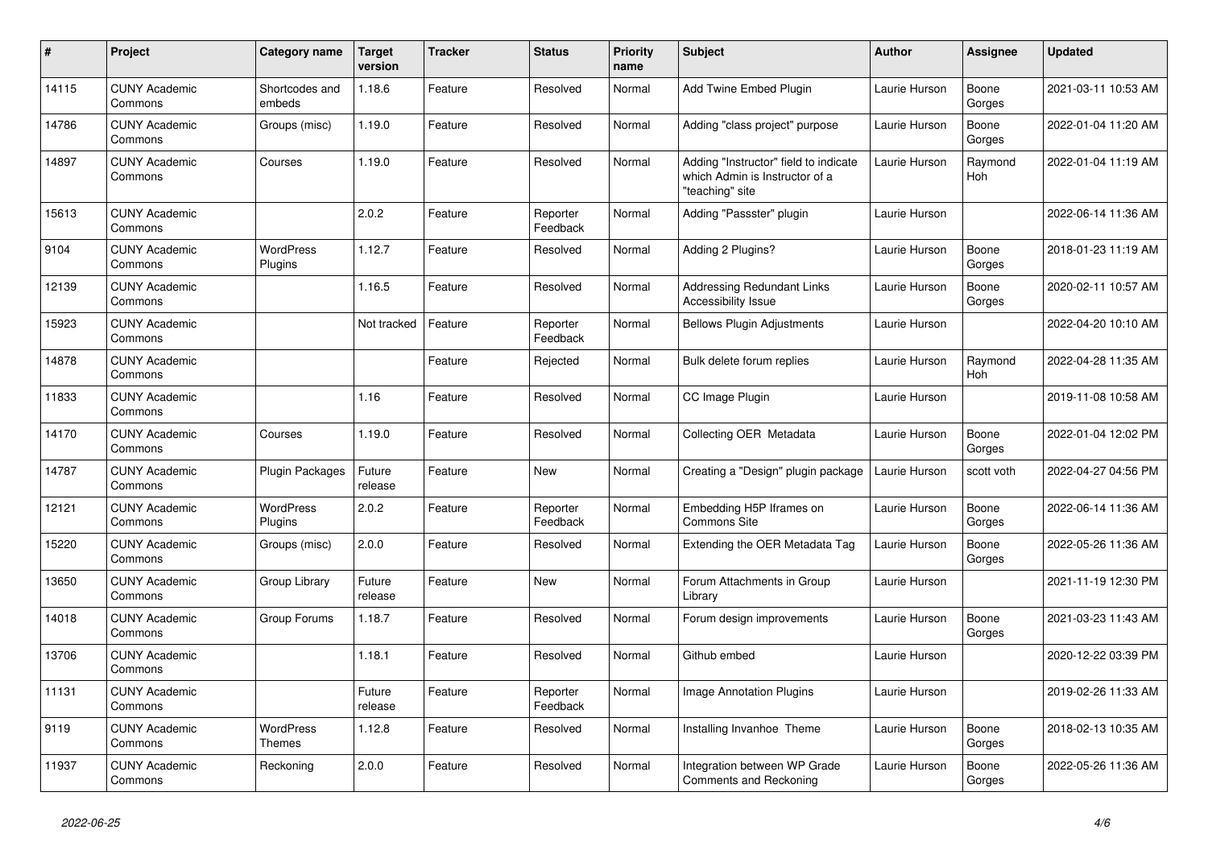| # | Project | Category name | Target version | Tracker | Status | Priority name | Subject | Author | Assignee | Updated |
|---|---|---|---|---|---|---|---|---|---|---|
| 14115 | CUNY Academic Commons | Shortcodes and embeds | 1.18.6 | Feature | Resolved | Normal | Add Twine Embed Plugin | Laurie Hurson | Boone Gorges | 2021-03-11 10:53 AM |
| 14786 | CUNY Academic Commons | Groups (misc) | 1.19.0 | Feature | Resolved | Normal | Adding "class project" purpose | Laurie Hurson | Boone Gorges | 2022-01-04 11:20 AM |
| 14897 | CUNY Academic Commons | Courses | 1.19.0 | Feature | Resolved | Normal | Adding "Instructor" field to indicate which Admin is Instructor of a "teaching" site | Laurie Hurson | Raymond Hoh | 2022-01-04 11:19 AM |
| 15613 | CUNY Academic Commons | | 2.0.2 | Feature | Reporter Feedback | Normal | Adding "Passster" plugin | Laurie Hurson | | 2022-06-14 11:36 AM |
| 9104 | CUNY Academic Commons | WordPress Plugins | 1.12.7 | Feature | Resolved | Normal | Adding 2 Plugins? | Laurie Hurson | Boone Gorges | 2018-01-23 11:19 AM |
| 12139 | CUNY Academic Commons | | 1.16.5 | Feature | Resolved | Normal | Addressing Redundant Links Accessibility Issue | Laurie Hurson | Boone Gorges | 2020-02-11 10:57 AM |
| 15923 | CUNY Academic Commons | | Not tracked | Feature | Reporter Feedback | Normal | Bellows Plugin Adjustments | Laurie Hurson | | 2022-04-20 10:10 AM |
| 14878 | CUNY Academic Commons | | | Feature | Rejected | Normal | Bulk delete forum replies | Laurie Hurson | Raymond Hoh | 2022-04-28 11:35 AM |
| 11833 | CUNY Academic Commons | | 1.16 | Feature | Resolved | Normal | CC Image Plugin | Laurie Hurson | | 2019-11-08 10:58 AM |
| 14170 | CUNY Academic Commons | Courses | 1.19.0 | Feature | Resolved | Normal | Collecting OER Metadata | Laurie Hurson | Boone Gorges | 2022-01-04 12:02 PM |
| 14787 | CUNY Academic Commons | Plugin Packages | Future release | Feature | New | Normal | Creating a "Design" plugin package | Laurie Hurson | scott voth | 2022-04-27 04:56 PM |
| 12121 | CUNY Academic Commons | WordPress Plugins | 2.0.2 | Feature | Reporter Feedback | Normal | Embedding H5P Iframes on Commons Site | Laurie Hurson | Boone Gorges | 2022-06-14 11:36 AM |
| 15220 | CUNY Academic Commons | Groups (misc) | 2.0.0 | Feature | Resolved | Normal | Extending the OER Metadata Tag | Laurie Hurson | Boone Gorges | 2022-05-26 11:36 AM |
| 13650 | CUNY Academic Commons | Group Library | Future release | Feature | New | Normal | Forum Attachments in Group Library | Laurie Hurson | | 2021-11-19 12:30 PM |
| 14018 | CUNY Academic Commons | Group Forums | 1.18.7 | Feature | Resolved | Normal | Forum design improvements | Laurie Hurson | Boone Gorges | 2021-03-23 11:43 AM |
| 13706 | CUNY Academic Commons | | 1.18.1 | Feature | Resolved | Normal | Github embed | Laurie Hurson | | 2020-12-22 03:39 PM |
| 11131 | CUNY Academic Commons | | Future release | Feature | Reporter Feedback | Normal | Image Annotation Plugins | Laurie Hurson | | 2019-02-26 11:33 AM |
| 9119 | CUNY Academic Commons | WordPress Themes | 1.12.8 | Feature | Resolved | Normal | Installing Invanhoe Theme | Laurie Hurson | Boone Gorges | 2018-02-13 10:35 AM |
| 11937 | CUNY Academic Commons | Reckoning | 2.0.0 | Feature | Resolved | Normal | Integration between WP Grade Comments and Reckoning | Laurie Hurson | Boone Gorges | 2022-05-26 11:36 AM |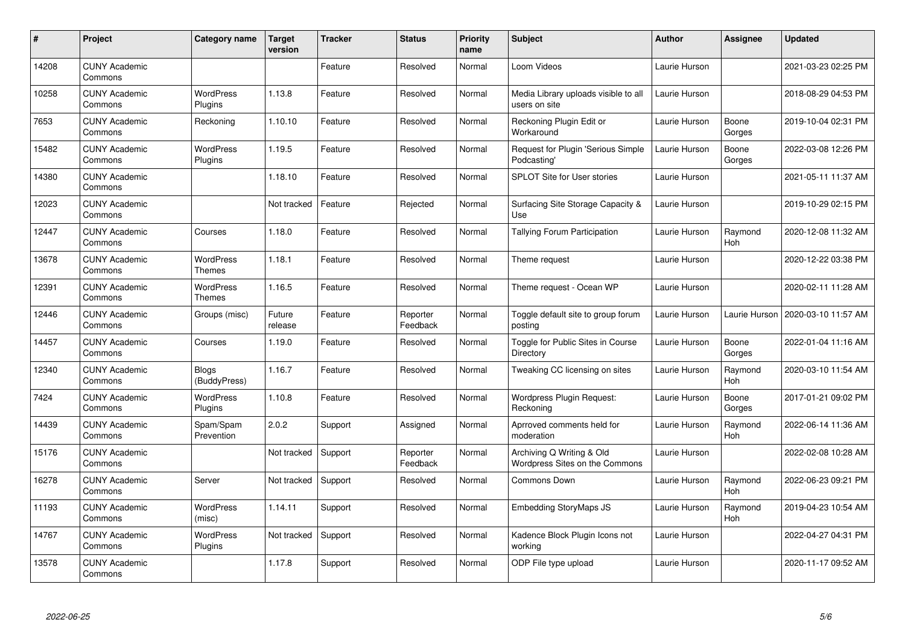| # | Project | Category name | Target version | Tracker | Status | Priority name | Subject | Author | Assignee | Updated |
|---|---|---|---|---|---|---|---|---|---|---|
| 14208 | CUNY Academic Commons | | | Feature | Resolved | Normal | Loom Videos | Laurie Hurson | | 2021-03-23 02:25 PM |
| 10258 | CUNY Academic Commons | WordPress Plugins | 1.13.8 | Feature | Resolved | Normal | Media Library uploads visible to all users on site | Laurie Hurson | | 2018-08-29 04:53 PM |
| 7653 | CUNY Academic Commons | Reckoning | 1.10.10 | Feature | Resolved | Normal | Reckoning Plugin Edit or Workaround | Laurie Hurson | Boone Gorges | 2019-10-04 02:31 PM |
| 15482 | CUNY Academic Commons | WordPress Plugins | 1.19.5 | Feature | Resolved | Normal | Request for Plugin 'Serious Simple Podcasting' | Laurie Hurson | Boone Gorges | 2022-03-08 12:26 PM |
| 14380 | CUNY Academic Commons | | 1.18.10 | Feature | Resolved | Normal | SPLOT Site for User stories | Laurie Hurson | | 2021-05-11 11:37 AM |
| 12023 | CUNY Academic Commons | | Not tracked | Feature | Rejected | Normal | Surfacing Site Storage Capacity & Use | Laurie Hurson | | 2019-10-29 02:15 PM |
| 12447 | CUNY Academic Commons | Courses | 1.18.0 | Feature | Resolved | Normal | Tallying Forum Participation | Laurie Hurson | Raymond Hoh | 2020-12-08 11:32 AM |
| 13678 | CUNY Academic Commons | WordPress Themes | 1.18.1 | Feature | Resolved | Normal | Theme request | Laurie Hurson | | 2020-12-22 03:38 PM |
| 12391 | CUNY Academic Commons | WordPress Themes | 1.16.5 | Feature | Resolved | Normal | Theme request - Ocean WP | Laurie Hurson | | 2020-02-11 11:28 AM |
| 12446 | CUNY Academic Commons | Groups (misc) | Future release | Feature | Reporter Feedback | Normal | Toggle default site to group forum posting | Laurie Hurson | Laurie Hurson | 2020-03-10 11:57 AM |
| 14457 | CUNY Academic Commons | Courses | 1.19.0 | Feature | Resolved | Normal | Toggle for Public Sites in Course Directory | Laurie Hurson | Boone Gorges | 2022-01-04 11:16 AM |
| 12340 | CUNY Academic Commons | Blogs (BuddyPress) | 1.16.7 | Feature | Resolved | Normal | Tweaking CC licensing on sites | Laurie Hurson | Raymond Hoh | 2020-03-10 11:54 AM |
| 7424 | CUNY Academic Commons | WordPress Plugins | 1.10.8 | Feature | Resolved | Normal | Wordpress Plugin Request: Reckoning | Laurie Hurson | Boone Gorges | 2017-01-21 09:02 PM |
| 14439 | CUNY Academic Commons | Spam/Spam Prevention | 2.0.2 | Support | Assigned | Normal | Aprroved comments held for moderation | Laurie Hurson | Raymond Hoh | 2022-06-14 11:36 AM |
| 15176 | CUNY Academic Commons | | Not tracked | Support | Reporter Feedback | Normal | Archiving Q Writing & Old Wordpress Sites on the Commons | Laurie Hurson | | 2022-02-08 10:28 AM |
| 16278 | CUNY Academic Commons | Server | Not tracked | Support | Resolved | Normal | Commons Down | Laurie Hurson | Raymond Hoh | 2022-06-23 09:21 PM |
| 11193 | CUNY Academic Commons | WordPress (misc) | 1.14.11 | Support | Resolved | Normal | Embedding StoryMaps JS | Laurie Hurson | Raymond Hoh | 2019-04-23 10:54 AM |
| 14767 | CUNY Academic Commons | WordPress Plugins | Not tracked | Support | Resolved | Normal | Kadence Block Plugin Icons not working | Laurie Hurson | | 2022-04-27 04:31 PM |
| 13578 | CUNY Academic Commons | | 1.17.8 | Support | Resolved | Normal | ODP File type upload | Laurie Hurson | | 2020-11-17 09:52 AM |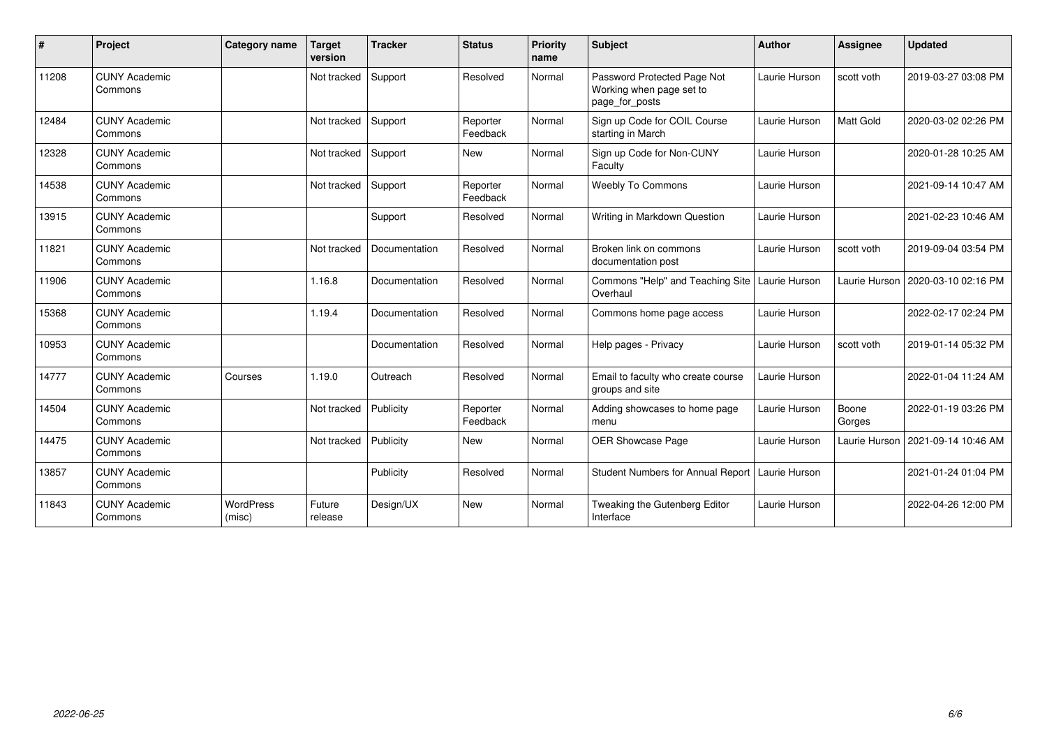| # | Project | Category name | Target version | Tracker | Status | Priority name | Subject | Author | Assignee | Updated |
|---|---|---|---|---|---|---|---|---|---|---|
| 11208 | CUNY Academic Commons | | Not tracked | Support | Resolved | Normal | Password Protected Page Not Working when page set to page_for_posts | Laurie Hurson | scott voth | 2019-03-27 03:08 PM |
| 12484 | CUNY Academic Commons | | Not tracked | Support | Reporter Feedback | Normal | Sign up Code for COIL Course starting in March | Laurie Hurson | Matt Gold | 2020-03-02 02:26 PM |
| 12328 | CUNY Academic Commons | | Not tracked | Support | New | Normal | Sign up Code for Non-CUNY Faculty | Laurie Hurson | | 2020-01-28 10:25 AM |
| 14538 | CUNY Academic Commons | | Not tracked | Support | Reporter Feedback | Normal | Weebly To Commons | Laurie Hurson | | 2021-09-14 10:47 AM |
| 13915 | CUNY Academic Commons | | | Support | Resolved | Normal | Writing in Markdown Question | Laurie Hurson | | 2021-02-23 10:46 AM |
| 11821 | CUNY Academic Commons | | Not tracked | Documentation | Resolved | Normal | Broken link on commons documentation post | Laurie Hurson | scott voth | 2019-09-04 03:54 PM |
| 11906 | CUNY Academic Commons | | 1.16.8 | Documentation | Resolved | Normal | Commons "Help" and Teaching Site Overhaul | Laurie Hurson | Laurie Hurson | 2020-03-10 02:16 PM |
| 15368 | CUNY Academic Commons | | 1.19.4 | Documentation | Resolved | Normal | Commons home page access | Laurie Hurson | | 2022-02-17 02:24 PM |
| 10953 | CUNY Academic Commons | | | Documentation | Resolved | Normal | Help pages - Privacy | Laurie Hurson | scott voth | 2019-01-14 05:32 PM |
| 14777 | CUNY Academic Commons | Courses | 1.19.0 | Outreach | Resolved | Normal | Email to faculty who create course groups and site | Laurie Hurson | | 2022-01-04 11:24 AM |
| 14504 | CUNY Academic Commons | | Not tracked | Publicity | Reporter Feedback | Normal | Adding showcases to home page menu | Laurie Hurson | Boone Gorges | 2022-01-19 03:26 PM |
| 14475 | CUNY Academic Commons | | Not tracked | Publicity | New | Normal | OER Showcase Page | Laurie Hurson | Laurie Hurson | 2021-09-14 10:46 AM |
| 13857 | CUNY Academic Commons | | | Publicity | Resolved | Normal | Student Numbers for Annual Report | Laurie Hurson | | 2021-01-24 01:04 PM |
| 11843 | CUNY Academic Commons | WordPress (misc) | Future release | Design/UX | New | Normal | Tweaking the Gutenberg Editor Interface | Laurie Hurson | | 2022-04-26 12:00 PM |